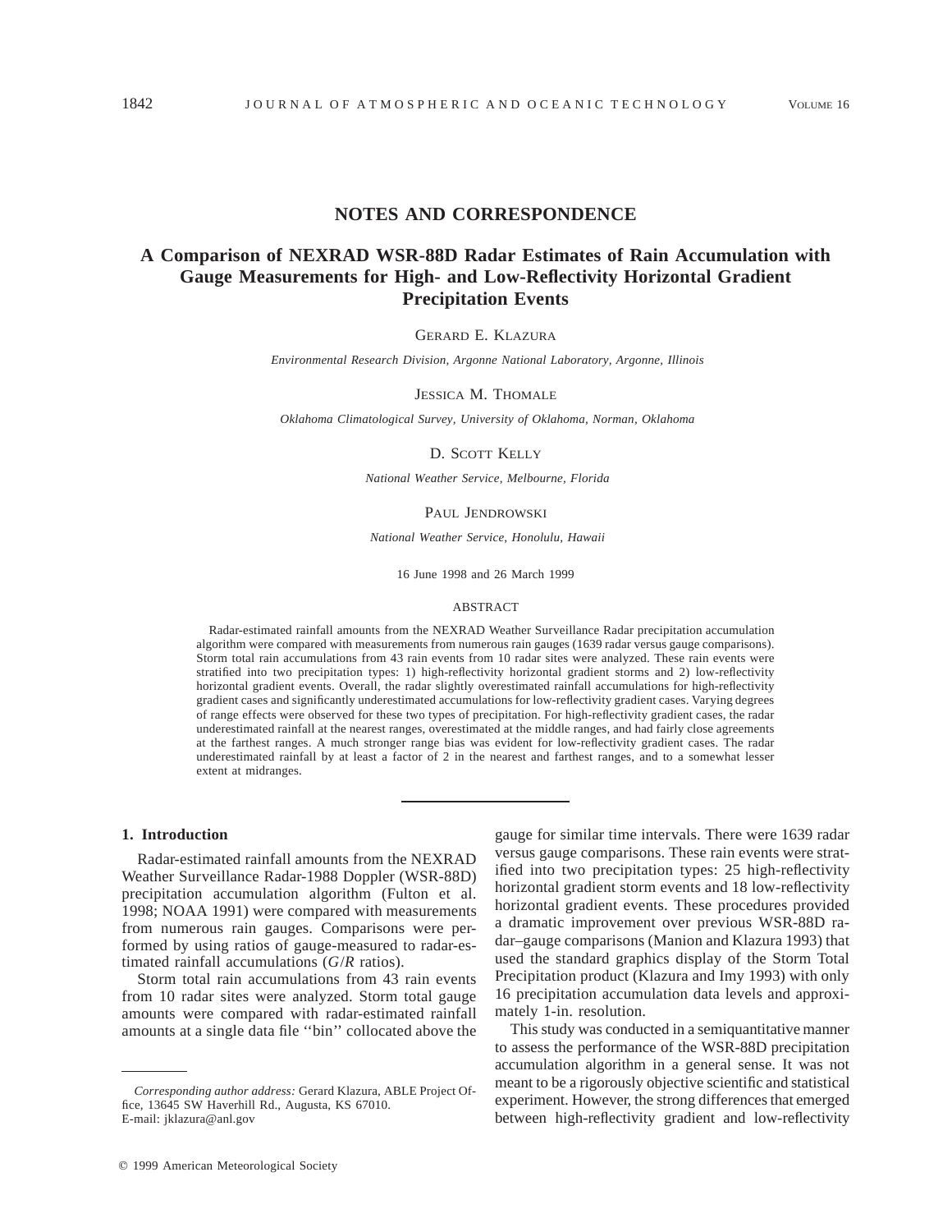## NOTES AND CORRESPONDENCE

# A Comparison of NEXRAD WSR-88D Radar Estimates of Rain Accumulation with Gauge Measurements for High- and Low-Reflectivity Horizontal Gradient Precipitation Events

GERARD E. KLAZURA

*Environmental Research Division, Argonne National Laboratory, Argonne, Illinois*

JESSICA M. THOMALE

*Oklahoma Climatological Survey, University of Oklahoma, Norman, Oklahoma*

D. SCOTT KELLY

*National Weather Service, Melbourne, Florida*

PAUL JENDROWSKI

*National Weather Service, Honolulu, Hawaii*

16 June 1998 and 26 March 1999

### ABSTRACT

Radar-estimated rainfall amounts from the NEXRAD Weather Surveillance Radar precipitation accumulation algorithm were compared with measurements from numerous rain gauges (1639 radar versus gauge comparisons). Storm total rain accumulations from 43 rain events from 10 radar sites were analyzed. These rain events were stratified into two precipitation types: 1) high-reflectivity horizontal gradient storms and 2) low-reflectivity horizontal gradient events. Overall, the radar slightly overestimated rainfall accumulations for high-reflectivity gradient cases and significantly underestimated accumulations for low-reflectivity gradient cases. Varying degrees of range effects were observed for these two types of precipitation. For high-reflectivity gradient cases, the radar underestimated rainfall at the nearest ranges, overestimated at the middle ranges, and had fairly close agreements at the farthest ranges. A much stronger range bias was evident for low-reflectivity gradient cases. The radar underestimated rainfall by at least a factor of 2 in the nearest and farthest ranges, and to a somewhat lesser extent at midranges.

## 1. Introduction

Radar-estimated rainfall amounts from the NEXRAD Weather Surveillance Radar-1988 Doppler (WSR-88D) precipitation accumulation algorithm (Fulton et al. 1998; NOAA 1991) were compared with measurements from numerous rain gauges. Comparisons were performed by using ratios of gauge-measured to radar-estimated rainfall accumulations ($G/R$ ratios).

Storm total rain accumulations from 43 rain events from 10 radar sites were analyzed. Storm total gauge amounts were compared with radar-estimated rainfall amounts at a single data file "bin" collocated above the gauge for similar time intervals. There were 1639 radar versus gauge comparisons. These rain events were stratified into two precipitation types: 25 high-reflectivity horizontal gradient storm events and 18 low-reflectivity horizontal gradient events. These procedures provided a dramatic improvement over previous WSR-88D radar–gauge comparisons (Manion and Klazura 1993) that used the standard graphics display of the Storm Total Precipitation product (Klazura and Imy 1993) with only 16 precipitation accumulation data levels and approximately 1-in. resolution.

This study was conducted in a semiquantitative manner to assess the performance of the WSR-88D precipitation accumulation algorithm in a general sense. It was not meant to be a rigorously objective scientific and statistical experiment. However, the strong differences that emerged between high-reflectivity gradient and low-reflectivity

*Corresponding author address:* Gerard Klazura, ABLE Project Office, 13645 SW Haverhill Rd., Augusta, KS 67010.
E-mail: jklazura@anl.gov

© 1999 American Meteorological Society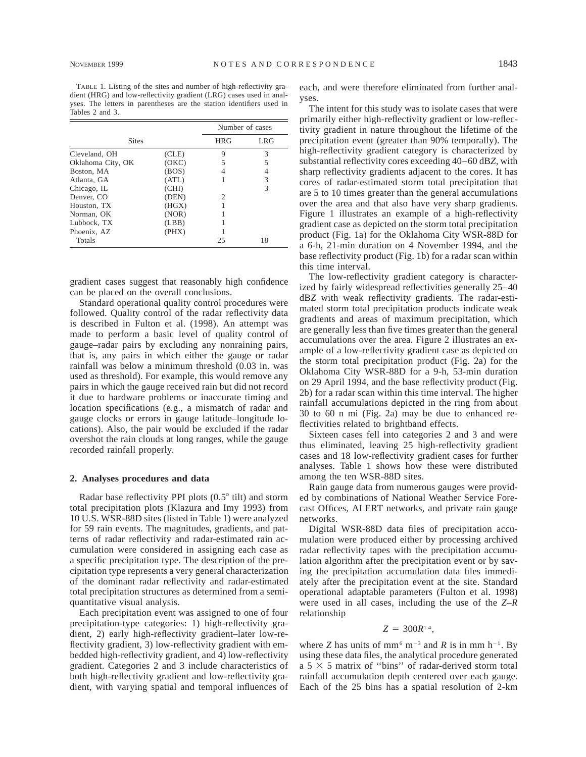TABLE 1. Listing of the sites and number of high-reflectivity gradient (HRG) and low-reflectivity gradient (LRG) cases used in analyses. The letters in parentheses are the station identifiers used in Tables 2 and 3.

| Sites | | Number of cases | |
|---|---|---|---|
| | | HRG | LRG |
| Cleveland, OH | (CLE) | 9 | 3 |
| Oklahoma City, OK | (OKC) | 5 | 5 |
| Boston, MA | (BOS) | 4 | 4 |
| Atlanta, GA | (ATL) | 1 | 3 |
| Chicago, IL | (CHI) | | 3 |
| Denver, CO | (DEN) | 2 | |
| Houston, TX | (HGX) | 1 | |
| Norman, OK | (NOR) | 1 | |
| Lubbock, TX | (LBB) | 1 | |
| Phoenix, AZ | (PHX) | 1 | |
| Totals | | 25 | 18 |

gradient cases suggest that reasonably high confidence can be placed on the overall conclusions.

Standard operational quality control procedures were followed. Quality control of the radar reflectivity data is described in Fulton et al. (1998). An attempt was made to perform a basic level of quality control of gauge–radar pairs by excluding any nonraining pairs, that is, any pairs in which either the gauge or radar rainfall was below a minimum threshold (0.03 in. was used as threshold). For example, this would remove any pairs in which the gauge received rain but did not record it due to hardware problems or inaccurate timing and location specifications (e.g., a mismatch of radar and gauge clocks or errors in gauge latitude–longitude locations). Also, the pair would be excluded if the radar overshot the rain clouds at long ranges, while the gauge recorded rainfall properly.

## 2. Analyses procedures and data

Radar base reflectivity PPI plots (0.5° tilt) and storm total precipitation plots (Klazura and Imy 1993) from 10 U.S. WSR-88D sites (listed in Table 1) were analyzed for 59 rain events. The magnitudes, gradients, and patterns of radar reflectivity and radar-estimated rain accumulation were considered in assigning each case as a specific precipitation type. The description of the precipitation type represents a very general characterization of the dominant radar reflectivity and radar-estimated total precipitation structures as determined from a semi-quantitative visual analysis.

Each precipitation event was assigned to one of four precipitation-type categories: 1) high-reflectivity gradient, 2) early high-reflectivity gradient–later low-reflectivity gradient, 3) low-reflectivity gradient with embedded high-reflectivity gradient, and 4) low-reflectivity gradient. Categories 2 and 3 include characteristics of both high-reflectivity gradient and low-reflectivity gradient, with varying spatial and temporal influences of each, and were therefore eliminated from further analyses.

The intent for this study was to isolate cases that were primarily either high-reflectivity gradient or low-reflectivity gradient in nature throughout the lifetime of the precipitation event (greater than 90% temporally). The high-reflectivity gradient category is characterized by substantial reflectivity cores exceeding 40–60 d$BZ$, with sharp reflectivity gradients adjacent to the cores. It has cores of radar-estimated storm total precipitation that are 5 to 10 times greater than the general accumulations over the area and that also have very sharp gradients. Figure 1 illustrates an example of a high-reflectivity gradient case as depicted on the storm total precipitation product (Fig. 1a) for the Oklahoma City WSR-88D for a 6-h, 21-min duration on 4 November 1994, and the base reflectivity product (Fig. 1b) for a radar scan within this time interval.

The low-reflectivity gradient category is characterized by fairly widespread reflectivities generally 25–40 d$BZ$ with weak reflectivity gradients. The radar-estimated storm total precipitation products indicate weak gradients and areas of maximum precipitation, which are generally less than five times greater than the general accumulations over the area. Figure 2 illustrates an example of a low-reflectivity gradient case as depicted on the storm total precipitation product (Fig. 2a) for the Oklahoma City WSR-88D for a 9-h, 53-min duration on 29 April 1994, and the base reflectivity product (Fig. 2b) for a radar scan within this time interval. The higher rainfall accumulations depicted in the ring from about 30 to 60 n mi (Fig. 2a) may be due to enhanced reflectivities related to brightband effects.

Sixteen cases fell into categories 2 and 3 and were thus eliminated, leaving 25 high-reflectivity gradient cases and 18 low-reflectivity gradient cases for further analyses. Table 1 shows how these were distributed among the ten WSR-88D sites.

Rain gauge data from numerous gauges were provided by combinations of National Weather Service Forecast Offices, ALERT networks, and private rain gauge networks.

Digital WSR-88D data files of precipitation accumulation were produced either by processing archived radar reflectivity tapes with the precipitation accumulation algorithm after the precipitation event or by saving the precipitation accumulation data files immediately after the precipitation event at the site. Standard operational adaptable parameters (Fulton et al. 1998) were used in all cases, including the use of the $Z$–$R$ relationship

$$Z = 300R^{1.4},$$

where $Z$ has units of mm$^6$ m$^{-3}$ and $R$ is in mm h$^{-1}$. By using these data files, the analytical procedure generated a $5 \times 5$ matrix of "bins" of radar-derived storm total rainfall accumulation depth centered over each gauge. Each of the 25 bins has a spatial resolution of 2-km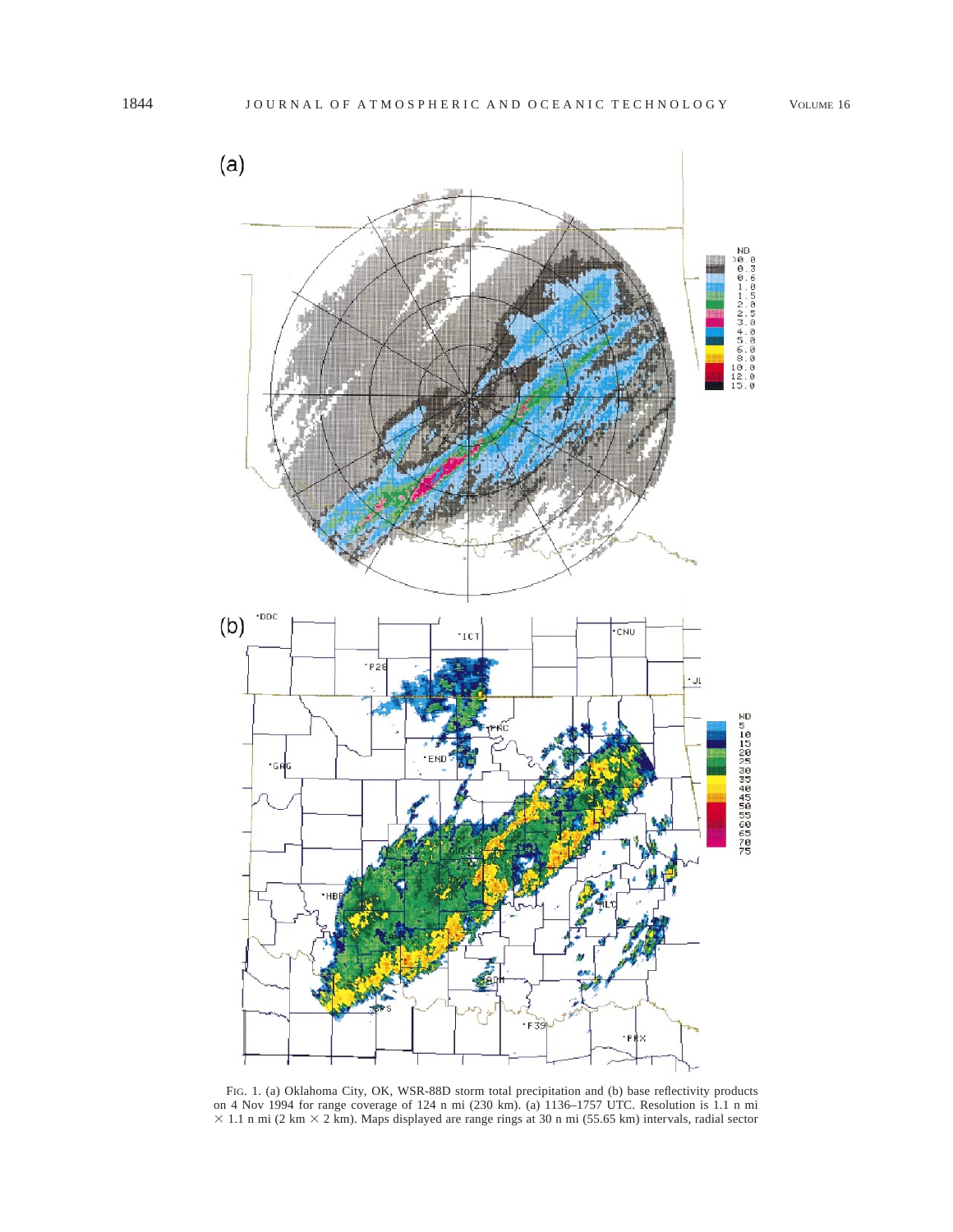FIG. 1. (a) Oklahoma City, OK, WSR-88D storm total precipitation and (b) base reflectivity products on 4 Nov 1994 for range coverage of 124 n mi (230 km). (a) 1136–1757 UTC. Resolution is 1.1 n mi $\times$ 1.1 n mi (2 km $\times$ 2 km). Maps displayed are range rings at 30 n mi (55.65 km) intervals, radial sector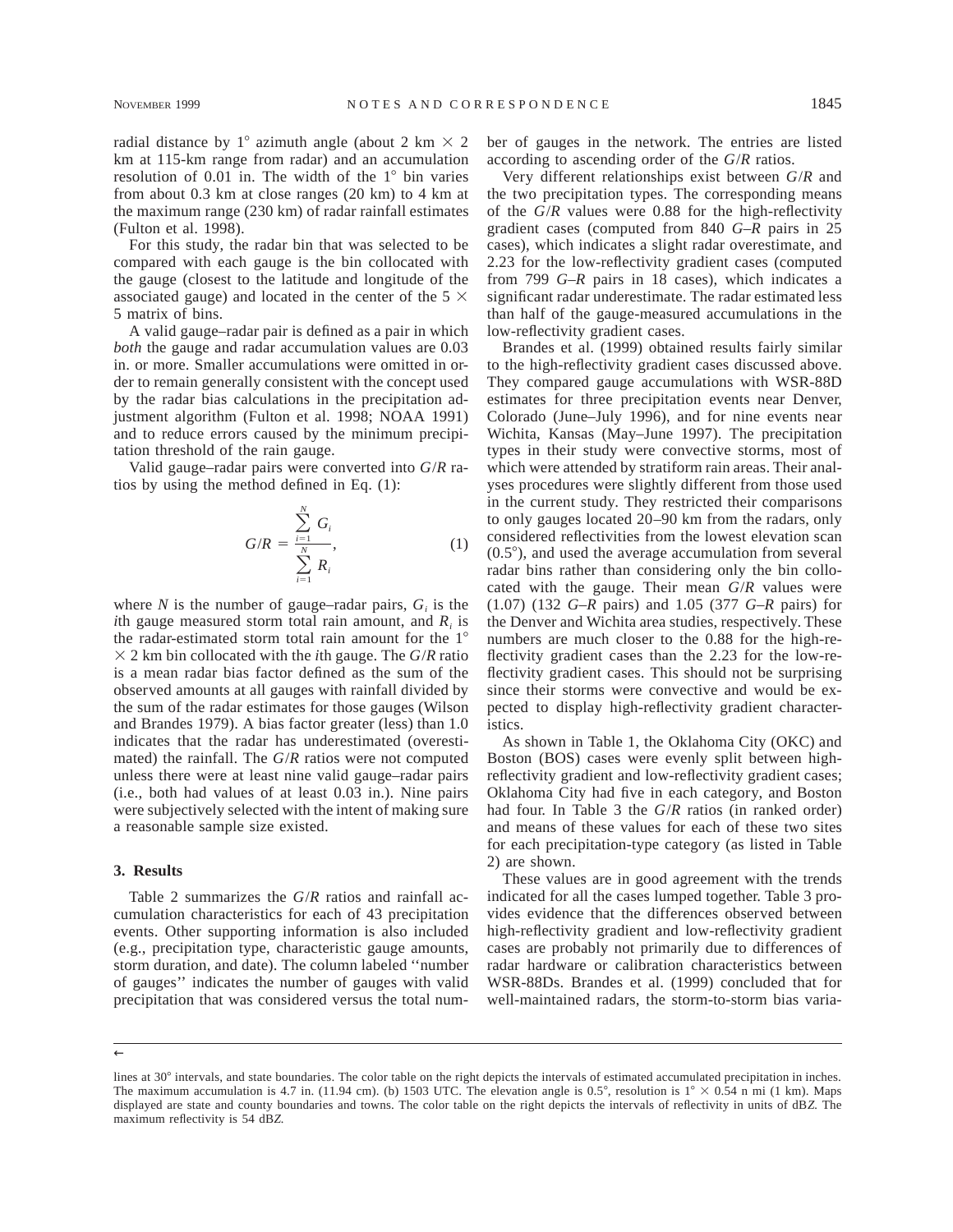radial distance by 1° azimuth angle (about 2 km × 2 km at 115-km range from radar) and an accumulation resolution of 0.01 in. The width of the 1° bin varies from about 0.3 km at close ranges (20 km) to 4 km at the maximum range (230 km) of radar rainfall estimates (Fulton et al. 1998).

For this study, the radar bin that was selected to be compared with each gauge is the bin collocated with the gauge (closest to the latitude and longitude of the associated gauge) and located in the center of the 5 × 5 matrix of bins.

A valid gauge–radar pair is defined as a pair in which *both* the gauge and radar accumulation values are 0.03 in. or more. Smaller accumulations were omitted in order to remain generally consistent with the concept used by the radar bias calculations in the precipitation adjustment algorithm (Fulton et al. 1998; NOAA 1991) and to reduce errors caused by the minimum precipitation threshold of the rain gauge.

Valid gauge–radar pairs were converted into $G/R$ ratios by using the method defined in Eq. (1):

$$G/R = \frac{\sum_{i=1}^{N} G_i}{\sum_{i=1}^{N} R_i}, \tag{1}$$

where $N$ is the number of gauge–radar pairs, $G_i$ is the $i$th gauge measured storm total rain amount, and $R_i$ is the radar-estimated storm total rain amount for the 1° × 2 km bin collocated with the $i$th gauge. The $G/R$ ratio is a mean radar bias factor defined as the sum of the observed amounts at all gauges with rainfall divided by the sum of the radar estimates for those gauges (Wilson and Brandes 1979). A bias factor greater (less) than 1.0 indicates that the radar has underestimated (overestimated) the rainfall. The $G/R$ ratios were not computed unless there were at least nine valid gauge–radar pairs (i.e., both had values of at least 0.03 in.). Nine pairs were subjectively selected with the intent of making sure a reasonable sample size existed.

## 3. Results

Table 2 summarizes the $G/R$ ratios and rainfall accumulation characteristics for each of 43 precipitation events. Other supporting information is also included (e.g., precipitation type, characteristic gauge amounts, storm duration, and date). The column labeled "number of gauges" indicates the number of gauges with valid precipitation that was considered versus the total number of gauges in the network. The entries are listed according to ascending order of the $G/R$ ratios.

Very different relationships exist between $G/R$ and the two precipitation types. The corresponding means of the $G/R$ values were 0.88 for the high-reflectivity gradient cases (computed from 840 $G$–$R$ pairs in 25 cases), which indicates a slight radar overestimate, and 2.23 for the low-reflectivity gradient cases (computed from 799 $G$–$R$ pairs in 18 cases), which indicates a significant radar underestimate. The radar estimated less than half of the gauge-measured accumulations in the low-reflectivity gradient cases.

Brandes et al. (1999) obtained results fairly similar to the high-reflectivity gradient cases discussed above. They compared gauge accumulations with WSR-88D estimates for three precipitation events near Denver, Colorado (June–July 1996), and for nine events near Wichita, Kansas (May–June 1997). The precipitation types in their study were convective storms, most of which were attended by stratiform rain areas. Their analyses procedures were slightly different from those used in the current study. They restricted their comparisons to only gauges located 20–90 km from the radars, only considered reflectivities from the lowest elevation scan (0.5°), and used the average accumulation from several radar bins rather than considering only the bin collocated with the gauge. Their mean $G/R$ values were (1.07) (132 $G$–$R$ pairs) and 1.05 (377 $G$–$R$ pairs) for the Denver and Wichita area studies, respectively. These numbers are much closer to the 0.88 for the high-reflectivity gradient cases than the 2.23 for the low-reflectivity gradient cases. This should not be surprising since their storms were convective and would be expected to display high-reflectivity gradient characteristics.

As shown in Table 1, the Oklahoma City (OKC) and Boston (BOS) cases were evenly split between high-reflectivity gradient and low-reflectivity gradient cases; Oklahoma City had five in each category, and Boston had four. In Table 3 the $G/R$ ratios (in ranked order) and means of these values for each of these two sites for each precipitation-type category (as listed in Table 2) are shown.

These values are in good agreement with the trends indicated for all the cases lumped together. Table 3 provides evidence that the differences observed between high-reflectivity gradient and low-reflectivity gradient cases are probably not primarily due to differences of radar hardware or calibration characteristics between WSR-88Ds. Brandes et al. (1999) concluded that for well-maintained radars, the storm-to-storm bias varia-

←

lines at 30° intervals, and state boundaries. The color table on the right depicts the intervals of estimated accumulated precipitation in inches. The maximum accumulation is 4.7 in. (11.94 cm). (b) 1503 UTC. The elevation angle is 0.5°, resolution is 1° × 0.54 n mi (1 km). Maps displayed are state and county boundaries and towns. The color table on the right depicts the intervals of reflectivity in units of dBZ. The maximum reflectivity is 54 dBZ.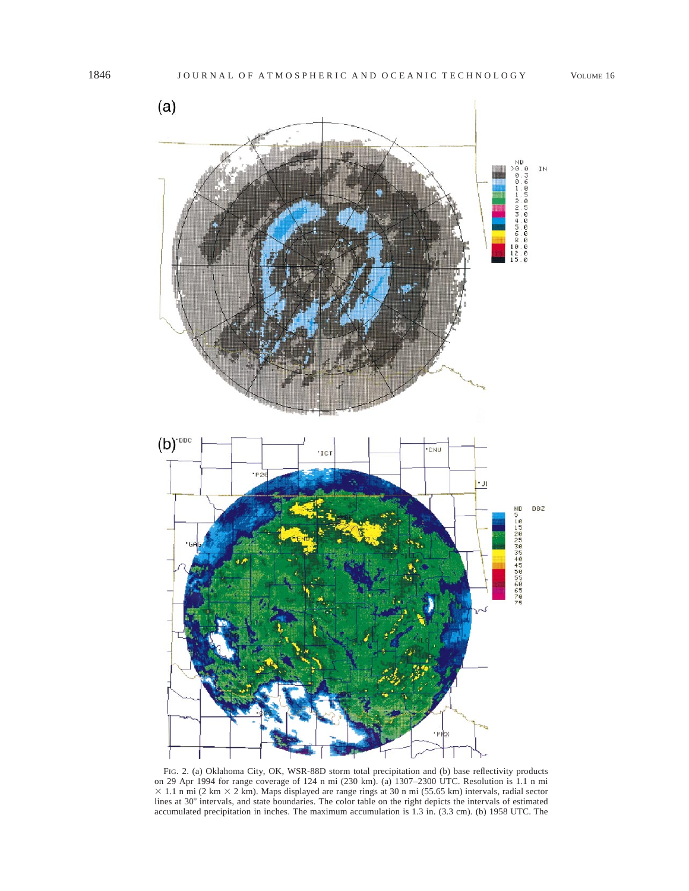FIG. 2. (a) Oklahoma City, OK, WSR-88D storm total precipitation and (b) base reflectivity products on 29 Apr 1994 for range coverage of 124 n mi (230 km). (a) 1307–2300 UTC. Resolution is 1.1 n mi $\times$ 1.1 n mi (2 km $\times$ 2 km). Maps displayed are range rings at 30 n mi (55.65 km) intervals, radial sector lines at 30° intervals, and state boundaries. The color table on the right depicts the intervals of estimated accumulated precipitation in inches. The maximum accumulation is 1.3 in. (3.3 cm). (b) 1958 UTC. The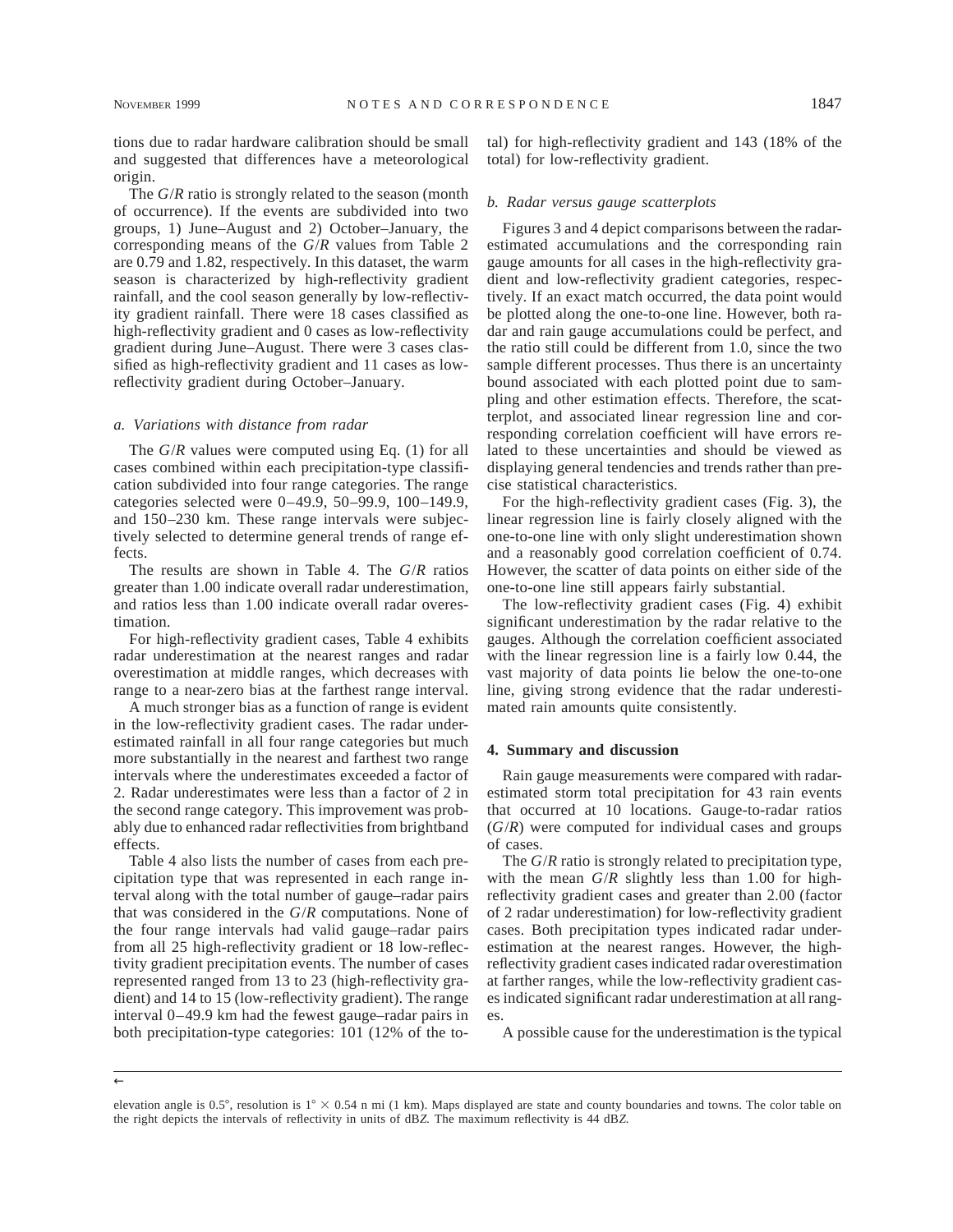tions due to radar hardware calibration should be small and suggested that differences have a meteorological origin.

The *G*/*R* ratio is strongly related to the season (month of occurrence). If the events are subdivided into two groups, 1) June–August and 2) October–January, the corresponding means of the *G*/*R* values from Table 2 are 0.79 and 1.82, respectively. In this dataset, the warm season is characterized by high-reflectivity gradient rainfall, and the cool season generally by low-reflectivity gradient rainfall. There were 18 cases classified as high-reflectivity gradient and 0 cases as low-reflectivity gradient during June–August. There were 3 cases classified as high-reflectivity gradient and 11 cases as low-reflectivity gradient during October–January.

### *a. Variations with distance from radar*

The *G*/*R* values were computed using Eq. (1) for all cases combined within each precipitation-type classification subdivided into four range categories. The range categories selected were 0–49.9, 50–99.9, 100–149.9, and 150–230 km. These range intervals were subjectively selected to determine general trends of range effects.

The results are shown in Table 4. The *G*/*R* ratios greater than 1.00 indicate overall radar underestimation, and ratios less than 1.00 indicate overall radar overestimation.

For high-reflectivity gradient cases, Table 4 exhibits radar underestimation at the nearest ranges and radar overestimation at middle ranges, which decreases with range to a near-zero bias at the farthest range interval.

A much stronger bias as a function of range is evident in the low-reflectivity gradient cases. The radar underestimated rainfall in all four range categories but much more substantially in the nearest and farthest two range intervals where the underestimates exceeded a factor of 2. Radar underestimates were less than a factor of 2 in the second range category. This improvement was probably due to enhanced radar reflectivities from brightband effects.

Table 4 also lists the number of cases from each precipitation type that was represented in each range interval along with the total number of gauge–radar pairs that was considered in the *G*/*R* computations. None of the four range intervals had valid gauge–radar pairs from all 25 high-reflectivity gradient or 18 low-reflectivity gradient precipitation events. The number of cases represented ranged from 13 to 23 (high-reflectivity gradient) and 14 to 15 (low-reflectivity gradient). The range interval 0–49.9 km had the fewest gauge–radar pairs in both precipitation-type categories: 101 (12% of the total) for high-reflectivity gradient and 143 (18% of the total) for low-reflectivity gradient.

### *b. Radar versus gauge scatterplots*

Figures 3 and 4 depict comparisons between the radar-estimated accumulations and the corresponding rain gauge amounts for all cases in the high-reflectivity gradient and low-reflectivity gradient categories, respectively. If an exact match occurred, the data point would be plotted along the one-to-one line. However, both radar and rain gauge accumulations could be perfect, and the ratio still could be different from 1.0, since the two sample different processes. Thus there is an uncertainty bound associated with each plotted point due to sampling and other estimation effects. Therefore, the scatterplot, and associated linear regression line and corresponding correlation coefficient will have errors related to these uncertainties and should be viewed as displaying general tendencies and trends rather than precise statistical characteristics.

For the high-reflectivity gradient cases (Fig. 3), the linear regression line is fairly closely aligned with the one-to-one line with only slight underestimation shown and a reasonably good correlation coefficient of 0.74. However, the scatter of data points on either side of the one-to-one line still appears fairly substantial.

The low-reflectivity gradient cases (Fig. 4) exhibit significant underestimation by the radar relative to the gauges. Although the correlation coefficient associated with the linear regression line is a fairly low 0.44, the vast majority of data points lie below the one-to-one line, giving strong evidence that the radar underestimated rain amounts quite consistently.

## 4. Summary and discussion

Rain gauge measurements were compared with radar-estimated storm total precipitation for 43 rain events that occurred at 10 locations. Gauge-to-radar ratios (*G*/*R*) were computed for individual cases and groups of cases.

The *G*/*R* ratio is strongly related to precipitation type, with the mean *G*/*R* slightly less than 1.00 for high-reflectivity gradient cases and greater than 2.00 (factor of 2 radar underestimation) for low-reflectivity gradient cases. Both precipitation types indicated radar underestimation at the nearest ranges. However, the high-reflectivity gradient cases indicated radar overestimation at farther ranges, while the low-reflectivity gradient cases indicated significant radar underestimation at all ranges.

A possible cause for the underestimation is the typical

←

elevation angle is 0.5°, resolution is 1° × 0.54 n mi (1 km). Maps displayed are state and county boundaries and towns. The color table on the right depicts the intervals of reflectivity in units of dB*Z*. The maximum reflectivity is 44 dB*Z*.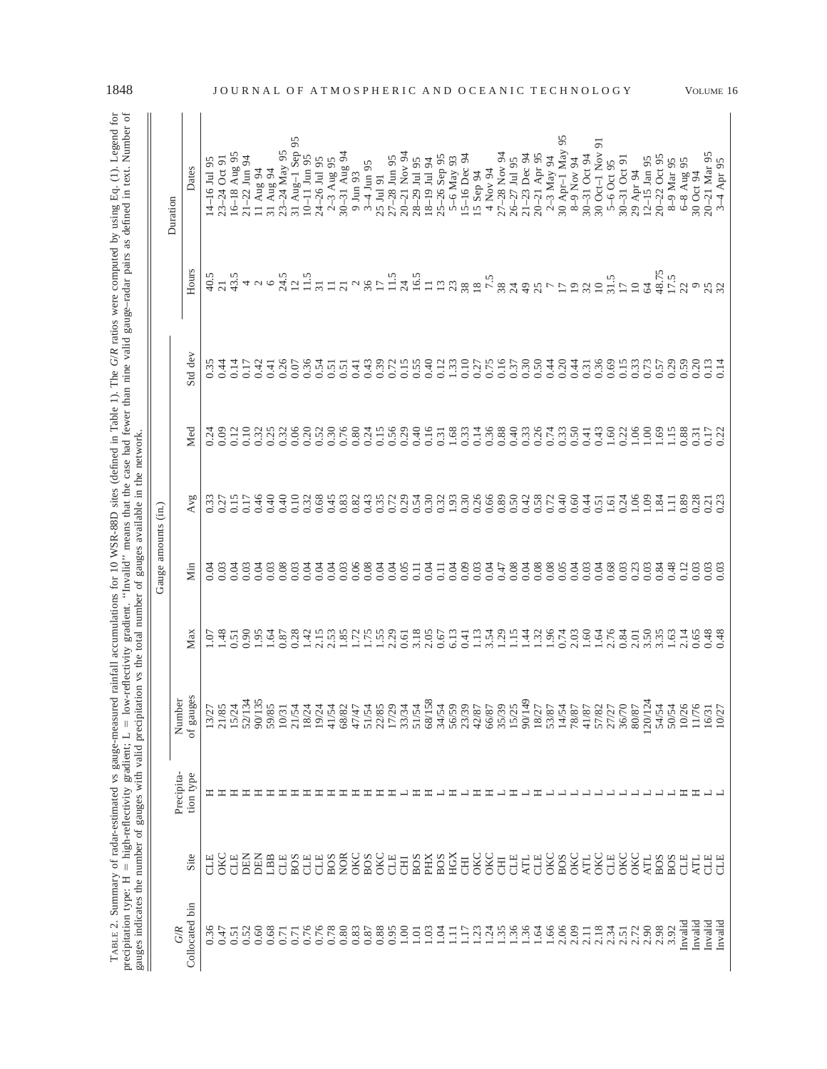TABLE 2. Summary of radar-estimated vs gauge-measured rainfall accumulations for 10 WSR-88D sites (defined in Table 1). The $G/R$ ratios were computed by using Eq. (1). Legend for precipitation type: H = high-reflectivity gradient; L = low-reflectivity gradient. "Invalid" means that the case had fewer than nine valid gauge–radar pairs as defined in text. Number of gauges indicates the number of gauges with valid precipitation vs the total number of gauges available in the network.

| $G/R$ Collocated bin | Site | Precipitation type | Number of gauges | Gauge amounts (in.) | | | | | Duration | |
|---|---|---|---|---|---|---|---|---|---|---|
| | | | | Max | Min | Avg | Med | Std dev | Hours | Dates |
| 0.36 | CLE | H | 13/27 | 1.07 | 0.04 | 0.33 | 0.24 | 0.35 | 40.5 | 14–16 Jul 95 |
| 0.47 | OKC | H | 21/85 | 1.48 | 0.03 | 0.27 | 0.09 | 0.44 | 21 | 23–24 Oct 91 |
| 0.51 | CLE | H | 15/24 | 0.51 | 0.04 | 0.15 | 0.12 | 0.14 | 43.5 | 16–18 Aug 95 |
| 0.52 | DEN | H | 52/134 | 0.90 | 0.03 | 0.17 | 0.10 | 0.17 | 4 | 21–22 Jun 94 |
| 0.60 | DEN | H | 90/135 | 1.95 | 0.04 | 0.46 | 0.32 | 0.42 | 2 | 11 Aug 94 |
| 0.68 | LBB | H | 59/85 | 1.64 | 0.03 | 0.40 | 0.25 | 0.41 | 6 | 31 Aug 94 |
| 0.71 | CLE | H | 10/31 | 0.87 | 0.08 | 0.40 | 0.32 | 0.26 | 24.5 | 23–24 May 95 |
| 0.71 | BOS | H | 21/54 | 0.28 | 0.03 | 0.10 | 0.06 | 0.07 | 12 | 31 Aug–1 Sep 95 |
| 0.76 | CLE | H | 18/24 | 1.42 | 0.04 | 0.32 | 0.20 | 0.36 | 11.5 | 10–11 Jun 95 |
| 0.76 | CLE | H | 19/24 | 2.15 | 0.04 | 0.68 | 0.52 | 0.54 | 31 | 24–26 Jul 95 |
| 0.78 | BOS | H | 41/54 | 2.53 | 0.04 | 0.45 | 0.30 | 0.51 | 11 | 2–3 Aug 95 |
| 0.80 | NOR | H | 68/82 | 1.85 | 0.03 | 0.83 | 0.76 | 0.51 | 21 | 30–31 Aug 94 |
| 0.83 | OKC | H | 47/47 | 1.72 | 0.06 | 0.82 | 0.80 | 0.41 | 2 | 9 Jun 93 |
| 0.87 | BOS | H | 51/54 | 1.75 | 0.08 | 0.43 | 0.24 | 0.43 | 36 | 3–4 Jun 95 |
| 0.88 | OKC | H | 22/85 | 1.55 | 0.04 | 0.35 | 0.15 | 0.39 | 17 | 25 Jul 91 |
| 0.95 | CLE | H | 17/29 | 2.29 | 0.04 | 0.72 | 0.56 | 0.72 | 11.5 | 27–28 Jun 95 |
| 1.00 | CHI | L | 33/34 | 0.61 | 0.05 | 0.29 | 0.29 | 0.15 | 24 | 20–21 Nov 94 |
| 1.01 | BOS | H | 51/54 | 3.18 | 0.11 | 0.54 | 0.40 | 0.55 | 16.5 | 28–29 Jul 95 |
| 1.03 | PHX | H | 68/158 | 2.05 | 0.04 | 0.30 | 0.16 | 0.40 | 11 | 18–19 Jul 94 |
| 1.04 | BOS | L | 34/54 | 0.67 | 0.11 | 0.32 | 0.31 | 0.12 | 13 | 25–26 Sep 95 |
| 1.11 | HGX | H | 56/59 | 6.13 | 0.04 | 1.93 | 1.68 | 1.33 | 23 | 5–6 May 93 |
| 1.17 | CHI | L | 23/39 | 0.41 | 0.09 | 0.30 | 0.33 | 0.10 | 38 | 15–16 Dec 94 |
| 1.23 | OKC | H | 42/87 | 1.13 | 0.03 | 0.26 | 0.14 | 0.27 | 18 | 15 Sep 94 |
| 1.24 | OKC | H | 66/87 | 3.54 | 0.04 | 0.66 | 0.36 | 0.75 | 7.5 | 4 Nov 94 |
| 1.35 | CHI | L | 35/39 | 1.29 | 0.47 | 0.89 | 0.88 | 0.16 | 38 | 27–28 Nov 94 |
| 1.36 | CLE | H | 15/25 | 1.15 | 0.08 | 0.50 | 0.40 | 0.37 | 24 | 26–27 Jul 95 |
| 1.36 | ATL | L | 90/149 | 1.44 | 0.04 | 0.42 | 0.33 | 0.30 | 49 | 21–23 Dec 94 |
| 1.64 | CLE | H | 18/27 | 1.32 | 0.08 | 0.58 | 0.26 | 0.50 | 25 | 20–21 Apr 95 |
| 1.66 | OKC | L | 53/87 | 1.96 | 0.08 | 0.72 | 0.74 | 0.44 | 7 | 2–3 May 94 |
| 2.06 | BOS | L | 14/54 | 0.74 | 0.05 | 0.40 | 0.33 | 0.20 | 17 | 30 Apr–1 May 95 |
| 2.09 | OKC | L | 78/87 | 2.03 | 0.04 | 0.60 | 0.50 | 0.44 | 19 | 8–9 Nov 94 |
| 2.11 | ATL | L | 41/87 | 1.60 | 0.03 | 0.44 | 0.41 | 0.31 | 32 | 30–31 Oct 94 |
| 2.18 | OKC | L | 57/82 | 1.64 | 0.04 | 0.51 | 0.43 | 0.36 | 10 | 30 Oct–1 Nov 91 |
| 2.34 | CLE | L | 27/27 | 2.76 | 0.68 | 1.61 | 1.60 | 0.69 | 31.5 | 5–6 Oct 95 |
| 2.51 | OKC | L | 36/70 | 0.84 | 0.03 | 0.24 | 0.22 | 0.15 | 17 | 30–31 Oct 91 |
| 2.72 | OKC | L | 80/87 | 2.01 | 0.23 | 1.06 | 1.06 | 0.33 | 10 | 29 Apr 94 |
| 2.90 | ATL | L | 120/124 | 3.50 | 0.03 | 1.09 | 1.00 | 0.73 | 64 | 12–15 Jan 95 |
| 2.98 | BOS | L | 54/54 | 3.35 | 0.84 | 1.84 | 1.69 | 0.57 | 48.75 | 20–22 Oct 95 |
| 3.92 | BOS | L | 50/54 | 1.63 | 0.48 | 1.11 | 1.15 | 0.29 | 17.5 | 8–9 Mar 95 |
| Invalid | CLE | H | 10/26 | 2.14 | 0.12 | 0.89 | 0.88 | 0.59 | 22 | 6–8 Aug 95 |
| Invalid | ATL | H | 11/76 | 0.65 | 0.03 | 0.28 | 0.31 | 0.20 | 9 | 30 Oct 94 |
| Invalid | CLE | L | 16/31 | 0.48 | 0.03 | 0.21 | 0.17 | 0.13 | 25 | 20–21 Mar 95 |
| Invalid | CLE | L | 10/27 | 0.48 | 0.03 | 0.23 | 0.22 | 0.14 | 32 | 3–4 Apr 95 |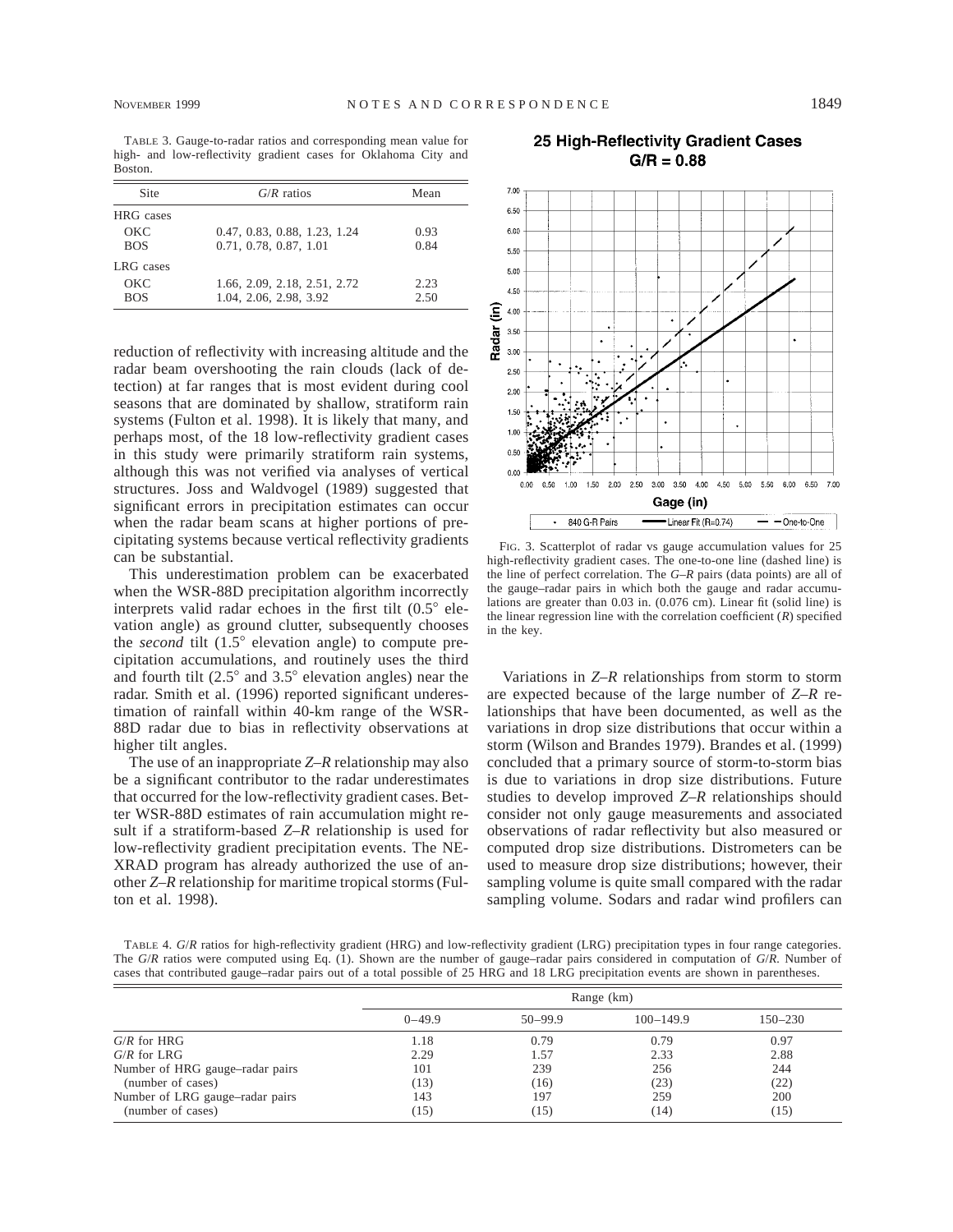TABLE 3. Gauge-to-radar ratios and corresponding mean value for high- and low-reflectivity gradient cases for Oklahoma City and Boston.

| Site | $G/R$ ratios | Mean |
|---|---|---|
| HRG cases | | |
| OKC | 0.47, 0.83, 0.88, 1.23, 1.24 | 0.93 |
| BOS | 0.71, 0.78, 0.87, 1.01 | 0.84 |
| LRG cases | | |
| OKC | 1.66, 2.09, 2.18, 2.51, 2.72 | 2.23 |
| BOS | 1.04, 2.06, 2.98, 3.92 | 2.50 |

reduction of reflectivity with increasing altitude and the radar beam overshooting the rain clouds (lack of detection) at far ranges that is most evident during cool seasons that are dominated by shallow, stratiform rain systems (Fulton et al. 1998). It is likely that many, and perhaps most, of the 18 low-reflectivity gradient cases in this study were primarily stratiform rain systems, although this was not verified via analyses of vertical structures. Joss and Waldvogel (1989) suggested that significant errors in precipitation estimates can occur when the radar beam scans at higher portions of precipitating systems because vertical reflectivity gradients can be substantial.

This underestimation problem can be exacerbated when the WSR-88D precipitation algorithm incorrectly interprets valid radar echoes in the first tilt (0.5° elevation angle) as ground clutter, subsequently chooses the *second* tilt (1.5° elevation angle) to compute precipitation accumulations, and routinely uses the third and fourth tilt (2.5° and 3.5° elevation angles) near the radar. Smith et al. (1996) reported significant underestimation of rainfall within 40-km range of the WSR-88D radar due to bias in reflectivity observations at higher tilt angles.

The use of an inappropriate $Z$–$R$ relationship may also be a significant contributor to the radar underestimates that occurred for the low-reflectivity gradient cases. Better WSR-88D estimates of rain accumulation might result if a stratiform-based $Z$–$R$ relationship is used for low-reflectivity gradient precipitation events. The NEXRAD program has already authorized the use of another $Z$–$R$ relationship for maritime tropical storms (Fulton et al. 1998).

FIG. 3. Scatterplot of radar vs gauge accumulation values for 25 high-reflectivity gradient cases. The one-to-one line (dashed line) is the line of perfect correlation. The $G$–$R$ pairs (data points) are all of the gauge–radar pairs in which both the gauge and radar accumulations are greater than 0.03 in. (0.076 cm). Linear fit (solid line) is the linear regression line with the correlation coefficient ($R$) specified in the key.

Variations in $Z$–$R$ relationships from storm to storm are expected because of the large number of $Z$–$R$ relationships that have been documented, as well as the variations in drop size distributions that occur within a storm (Wilson and Brandes 1979). Brandes et al. (1999) concluded that a primary source of storm-to-storm bias is due to variations in drop size distributions. Future studies to develop improved $Z$–$R$ relationships should consider not only gauge measurements and associated observations of radar reflectivity but also measured or computed drop size distributions. Distrometers can be used to measure drop size distributions; however, their sampling volume is quite small compared with the radar sampling volume. Sodars and radar wind profilers can

TABLE 4. $G/R$ ratios for high-reflectivity gradient (HRG) and low-reflectivity gradient (LRG) precipitation types in four range categories. The $G/R$ ratios were computed using Eq. (1). Shown are the number of gauge–radar pairs considered in computation of $G/R$. Number of cases that contributed gauge–radar pairs out of a total possible of 25 HRG and 18 LRG precipitation events are shown in parentheses.

| | Range (km) | | | |
|---|---|---|---|---|
| | 0–49.9 | 50–99.9 | 100–149.9 | 150–230 |
| $G/R$ for HRG | 1.18 | 0.79 | 0.79 | 0.97 |
| $G/R$ for LRG | 2.29 | 1.57 | 2.33 | 2.88 |
| Number of HRG gauge–radar pairs | 101 | 239 | 256 | 244 |
| (number of cases) | (13) | (16) | (23) | (22) |
| Number of LRG gauge–radar pairs | 143 | 197 | 259 | 200 |
| (number of cases) | (15) | (15) | (14) | (15) |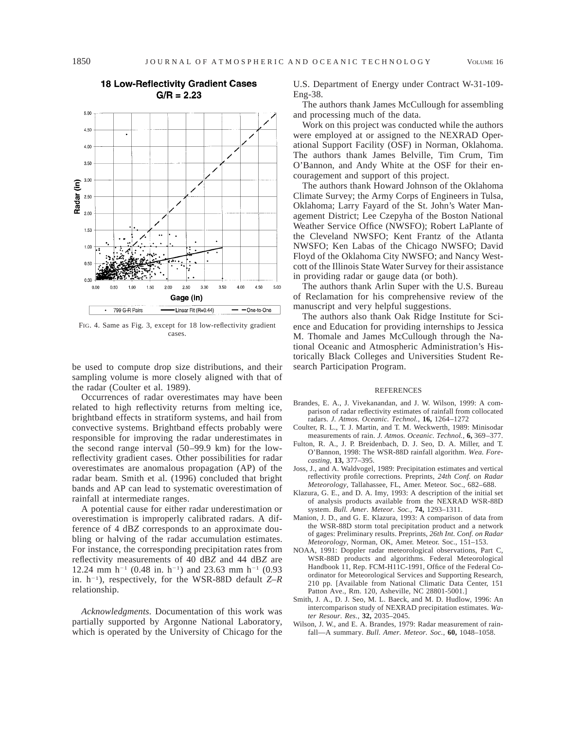18 Low-Reflectivity Gradient Cases

G/R = 2.23

Radar (in)

Gage (in)

5.00
4.50
4.00
3.50
3.00
2.50
2.00
1.50
1.00
0.50
0.00

0.00 0.50 1.00 1.50 2.00 2.50 3.00 3.50 4.00 4.50 5.00

• 799 G-R Pairs — Linear Fit (R=0.44) - - One-to-One

FIG. 4. Same as Fig. 3, except for 18 low-reflectivity gradient cases.

be used to compute drop size distributions, and their sampling volume is more closely aligned with that of the radar (Coulter et al. 1989).

Occurrences of radar overestimates may have been related to high reflectivity returns from melting ice, brightband effects in stratiform systems, and hail from convective systems. Brightband effects probably were responsible for improving the radar underestimates in the second range interval (50–99.9 km) for the low-reflectivity gradient cases. Other possibilities for radar overestimates are anomalous propagation (AP) of the radar beam. Smith et al. (1996) concluded that bright bands and AP can lead to systematic overestimation of rainfall at intermediate ranges.

A potential cause for either radar underestimation or overestimation is improperly calibrated radars. A difference of 4 dB*Z* corresponds to an approximate doubling or halving of the radar accumulation estimates. For instance, the corresponding precipitation rates from reflectivity measurements of 40 dB*Z* and 44 dB*Z* are 12.24 mm $h^{-1}$ (0.48 in. $h^{-1}$) and 23.63 mm $h^{-1}$ (0.93 in. $h^{-1}$), respectively, for the WSR-88D default *Z–R* relationship.

*Acknowledgments.* Documentation of this work was partially supported by Argonne National Laboratory, which is operated by the University of Chicago for the U.S. Department of Energy under Contract W-31-109-Eng-38.

The authors thank James McCullough for assembling and processing much of the data.

Work on this project was conducted while the authors were employed at or assigned to the NEXRAD Operational Support Facility (OSF) in Norman, Oklahoma. The authors thank James Belville, Tim Crum, Tim O'Bannon, and Andy White at the OSF for their encouragement and support of this project.

The authors thank Howard Johnson of the Oklahoma Climate Survey; the Army Corps of Engineers in Tulsa, Oklahoma; Larry Fayard of the St. John's Water Management District; Lee Czepyha of the Boston National Weather Service Office (NWSFO); Robert LaPlante of the Cleveland NWSFO; Kent Frantz of the Atlanta NWSFO; Ken Labas of the Chicago NWSFO; David Floyd of the Oklahoma City NWSFO; and Nancy Westcott of the Illinois State Water Survey for their assistance in providing radar or gauge data (or both).

The authors thank Arlin Super with the U.S. Bureau of Reclamation for his comprehensive review of the manuscript and very helpful suggestions.

The authors also thank Oak Ridge Institute for Science and Education for providing internships to Jessica M. Thomale and James McCullough through the National Oceanic and Atmospheric Administration's Historically Black Colleges and Universities Student Research Participation Program.

## REFERENCES

Brandes, E. A., J. Vivekanandan, and J. W. Wilson, 1999: A comparison of radar reflectivity estimates of rainfall from collocated radars. *J. Atmos. Oceanic. Technol.,* **16,** 1264–1272

Coulter, R. L., T. J. Martin, and T. M. Weckwerth, 1989: Minisodar measurements of rain. *J. Atmos. Oceanic. Technol.,* **6,** 369–377.

Fulton, R. A., J. P. Breidenbach, D. J. Seo, D. A. Miller, and T. O'Bannon, 1998: The WSR-88D rainfall algorithm. *Wea. Forecasting,* **13,** 377–395.

Joss, J., and A. Waldvogel, 1989: Precipitation estimates and vertical reflectivity profile corrections. Preprints, *24th Conf. on Radar Meteorology,* Tallahassee, FL, Amer. Meteor. Soc., 682–688.

Klazura, G. E., and D. A. Imy, 1993: A description of the initial set of analysis products available from the NEXRAD WSR-88D system. *Bull. Amer. Meteor. Soc.,* **74,** 1293–1311.

Manion, J. D., and G. E. Klazura, 1993: A comparison of data from the WSR-88D storm total precipitation product and a network of gages: Preliminary results. Preprints, *26th Int. Conf. on Radar Meteorology,* Norman, OK, Amer. Meteor. Soc., 151–153.

NOAA, 1991: Doppler radar meteorological observations, Part C, WSR-88D products and algorithms. Federal Meteorological Handbook 11, Rep. FCM-H11C-1991, Office of the Federal Coordinator for Meteorological Services and Supporting Research, 210 pp. [Available from National Climatic Data Center, 151 Patton Ave., Rm. 120, Asheville, NC 28801-5001.]

Smith, J. A., D. J. Seo, M. L. Baeck, and M. D. Hudlow, 1996: An intercomparison study of NEXRAD precipitation estimates. *Water Resour. Res.,* **32,** 2035–2045.

Wilson, J. W., and E. A. Brandes, 1979: Radar measurement of rainfall—A summary. *Bull. Amer. Meteor. Soc.,* **60,** 1048–1058.